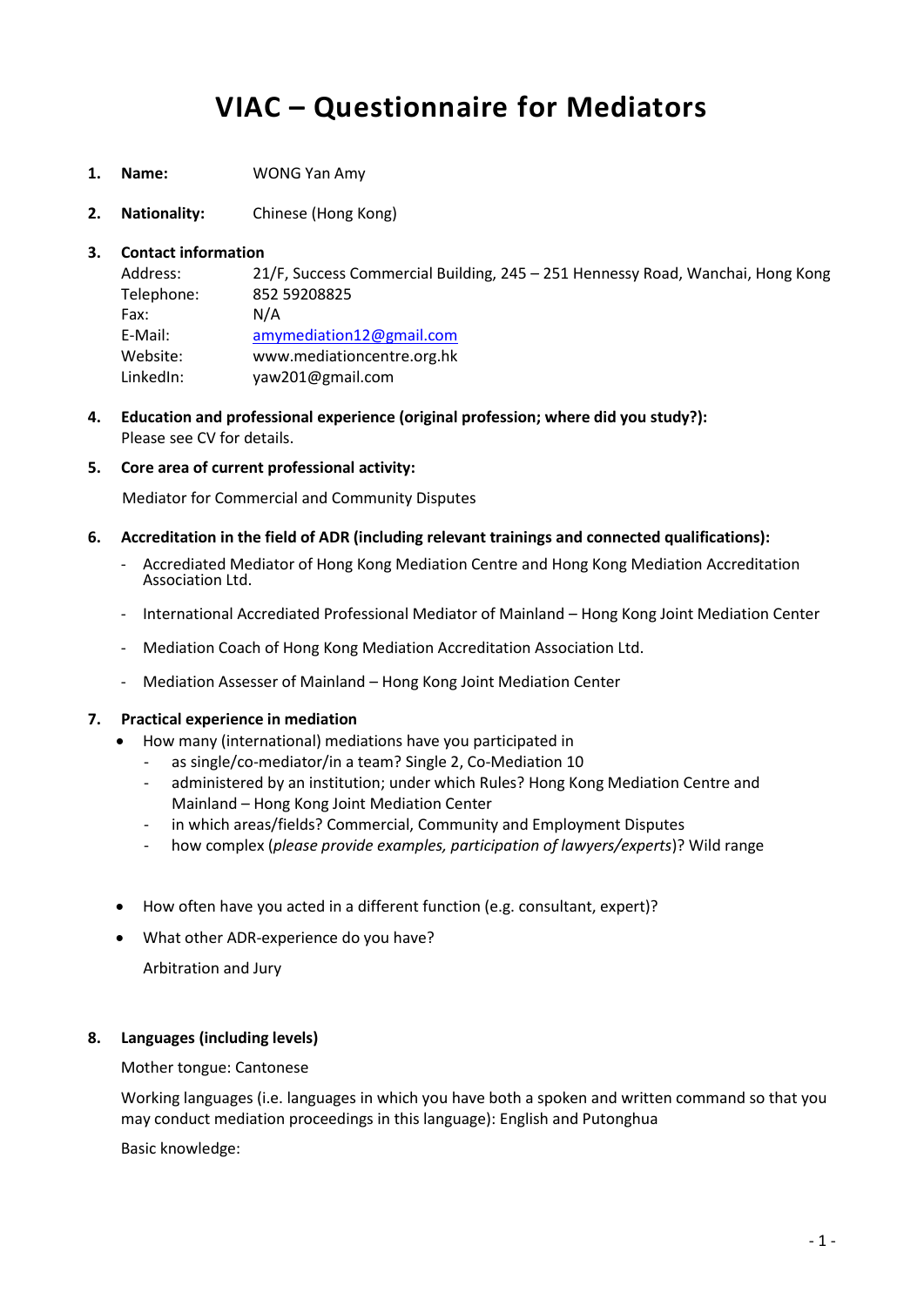# VIAC – Questionnaire for Mediators

1. **Name:** WONG Yan Amy

2. **Nationality:** Chinese (Hong Kong)

3. **Contact information**

   Address: 21/F, Success Commercial Building, 245 – 251 Hennessy Road, Wanchai, Hong Kong
   Telephone: 852 59208825
   Fax: N/A
   E-Mail: amymediation12@gmail.com
   Website: www.mediationcentre.org.hk
   LinkedIn: yaw201@gmail.com

4. **Education and professional experience (original profession; where did you study?):**
   Please see CV for details.

5. **Core area of current professional activity:**

   Mediator for Commercial and Community Disputes

6. **Accreditation in the field of ADR (including relevant trainings and connected qualifications):**

   - Accrediated Mediator of Hong Kong Mediation Centre and Hong Kong Mediation Accreditation Association Ltd.
   - International Accredited Professional Mediator of Mainland – Hong Kong Joint Mediation Center
   - Mediation Coach of Hong Kong Mediation Accreditation Association Ltd.
   - Mediation Assesser of Mainland – Hong Kong Joint Mediation Center

7. **Practical experience in mediation**

   - How many (international) mediations have you participated in
     - as single/co-mediator/in a team? Single 2, Co-Mediation 10
     - administered by an institution; under which Rules? Hong Kong Mediation Centre and Mainland – Hong Kong Joint Mediation Center
     - in which areas/fields? Commercial, Community and Employment Disputes
     - how complex (*please provide examples, participation of lawyers/experts*)? Wild range
   - How often have you acted in a different function (e.g. consultant, expert)?
   - What other ADR-experience do you have?

     Arbitration and Jury

8. **Languages (including levels)**

   Mother tongue: Cantonese

   Working languages (i.e. languages in which you have both a spoken and written command so that you may conduct mediation proceedings in this language): English and Putonghua

   Basic knowledge: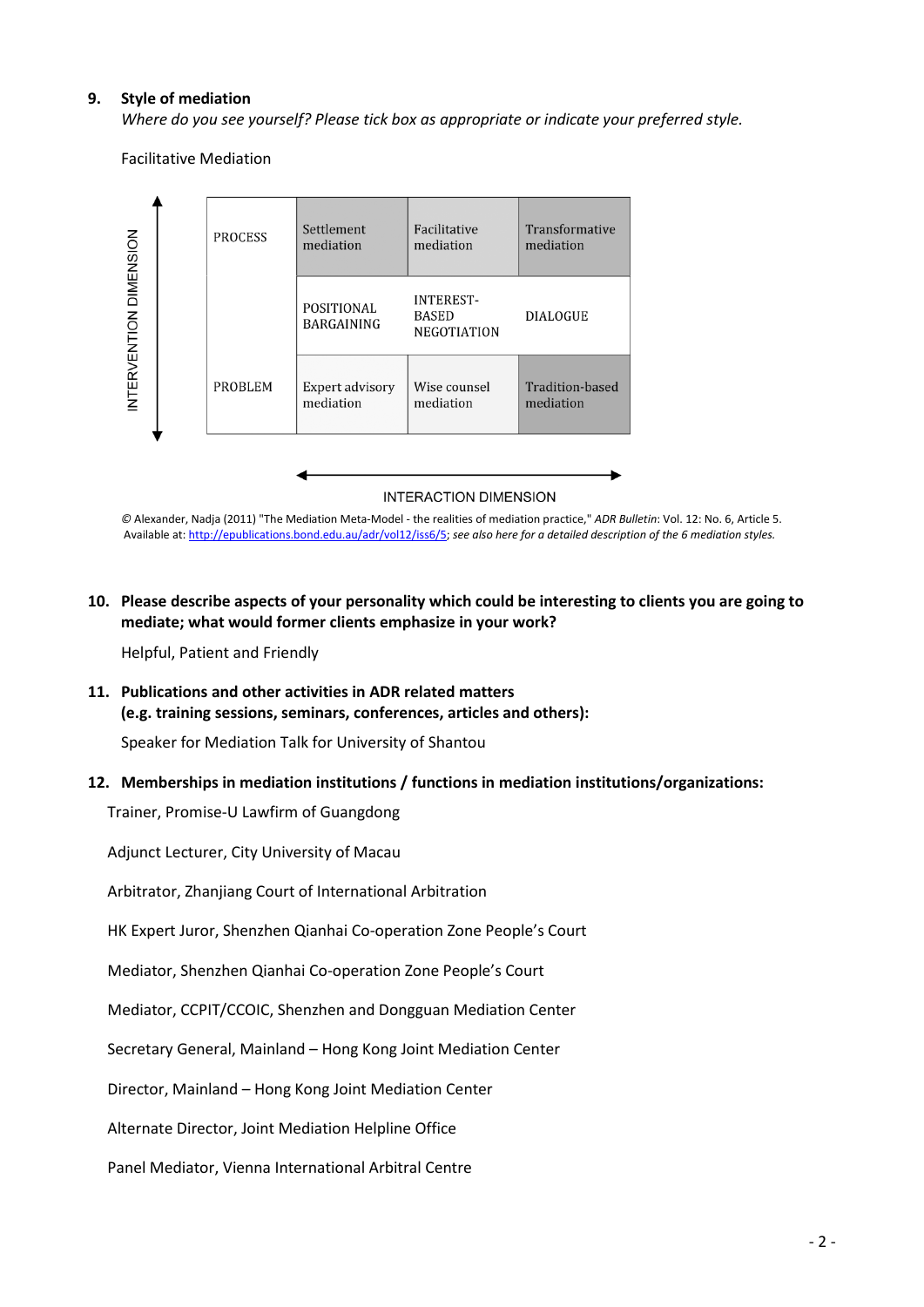**9. Style of mediation**

*Where do you see yourself? Please tick box as appropriate or indicate your preferred style.*

Facilitative Mediation

| INTERVENTION DIMENSION | | | |
|---|---|---|---|
| PROCESS | Settlement mediation | Facilitative mediation | Transformative mediation |
| | POSITIONAL BARGAINING | INTEREST-BASED NEGOTIATION | DIALOGUE |
| PROBLEM | Expert advisory mediation | Wise counsel mediation | Tradition-based mediation |

INTERACTION DIMENSION

© Alexander, Nadja (2011) "The Mediation Meta-Model - the realities of mediation practice," *ADR Bulletin*: Vol. 12: No. 6, Article 5. Available at: http://epublications.bond.edu.au/adr/vol12/iss6/5; *see also here for a detailed description of the 6 mediation styles.*

**10. Please describe aspects of your personality which could be interesting to clients you are going to mediate; what would former clients emphasize in your work?**

Helpful, Patient and Friendly

**11. Publications and other activities in ADR related matters (e.g. training sessions, seminars, conferences, articles and others):**

Speaker for Mediation Talk for University of Shantou

**12. Memberships in mediation institutions / functions in mediation institutions/organizations:**

Trainer, Promise-U Lawfirm of Guangdong

Adjunct Lecturer, City University of Macau

Arbitrator, Zhanjiang Court of International Arbitration

HK Expert Juror, Shenzhen Qianhai Co-operation Zone People's Court

Mediator, Shenzhen Qianhai Co-operation Zone People's Court

Mediator, CCPIT/CCOIC, Shenzhen and Dongguan Mediation Center

Secretary General, Mainland – Hong Kong Joint Mediation Center

Director, Mainland – Hong Kong Joint Mediation Center

Alternate Director, Joint Mediation Helpline Office

Panel Mediator, Vienna International Arbitral Centre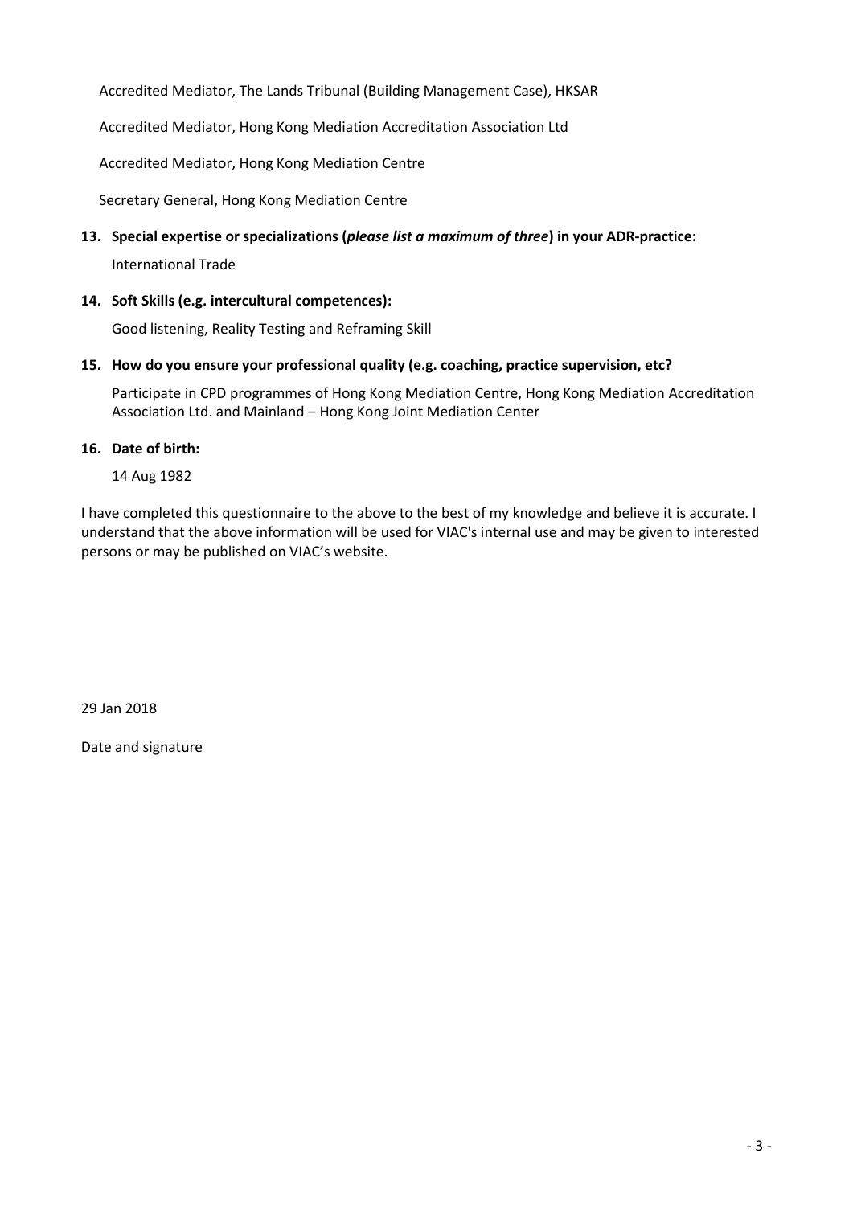Accredited Mediator, The Lands Tribunal (Building Management Case), HKSAR

Accredited Mediator, Hong Kong Mediation Accreditation Association Ltd

Accredited Mediator, Hong Kong Mediation Centre

Secretary General, Hong Kong Mediation Centre

**13. Special expertise or specializations (*please list a maximum of three*) in your ADR-practice:**

International Trade

**14. Soft Skills (e.g. intercultural competences):**

Good listening, Reality Testing and Reframing Skill

**15. How do you ensure your professional quality (e.g. coaching, practice supervision, etc?**

Participate in CPD programmes of Hong Kong Mediation Centre, Hong Kong Mediation Accreditation Association Ltd. and Mainland – Hong Kong Joint Mediation Center

**16. Date of birth:**

14 Aug 1982

I have completed this questionnaire to the above to the best of my knowledge and believe it is accurate. I understand that the above information will be used for VIAC's internal use and may be given to interested persons or may be published on VIAC's website.

29 Jan 2018

Date and signature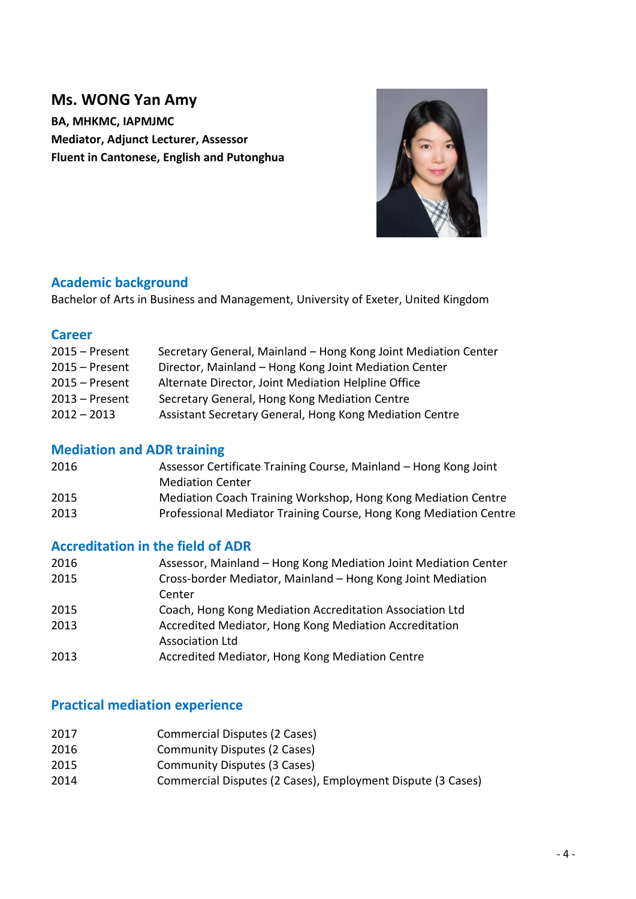## Ms. WONG Yan Amy

**BA, MHKMC, IAPMJMC**
**Mediator, Adjunct Lecturer, Assessor**
**Fluent in Cantonese, English and Putonghua**

### Academic background

Bachelor of Arts in Business and Management, University of Exeter, United Kingdom

### Career

| | |
|---|---|
| 2015 – Present | Secretary General, Mainland – Hong Kong Joint Mediation Center |
| 2015 – Present | Director, Mainland – Hong Kong Joint Mediation Center |
| 2015 – Present | Alternate Director, Joint Mediation Helpline Office |
| 2013 – Present | Secretary General, Hong Kong Mediation Centre |
| 2012 – 2013 | Assistant Secretary General, Hong Kong Mediation Centre |

### Mediation and ADR training

| | |
|---|---|
| 2016 | Assessor Certificate Training Course, Mainland – Hong Kong Joint Mediation Center |
| 2015 | Mediation Coach Training Workshop, Hong Kong Mediation Centre |
| 2013 | Professional Mediator Training Course, Hong Kong Mediation Centre |

### Accreditation in the field of ADR

| | |
|---|---|
| 2016 | Assessor, Mainland – Hong Kong Mediation Joint Mediation Center |
| 2015 | Cross-border Mediator, Mainland – Hong Kong Joint Mediation Center |
| 2015 | Coach, Hong Kong Mediation Accreditation Association Ltd |
| 2013 | Accredited Mediator, Hong Kong Mediation Accreditation Association Ltd |
| 2013 | Accredited Mediator, Hong Kong Mediation Centre |

### Practical mediation experience

| | |
|---|---|
| 2017 | Commercial Disputes (2 Cases) |
| 2016 | Community Disputes (2 Cases) |
| 2015 | Community Disputes (3 Cases) |
| 2014 | Commercial Disputes (2 Cases), Employment Dispute (3 Cases) |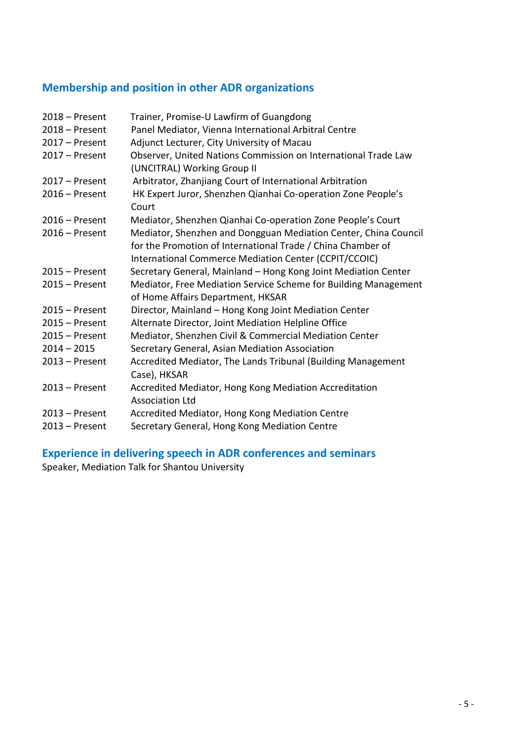## Membership and position in other ADR organizations

| | |
|---|---|
| 2018 – Present | Trainer, Promise-U Lawfirm of Guangdong |
| 2018 – Present | Panel Mediator, Vienna International Arbitral Centre |
| 2017 – Present | Adjunct Lecturer, City University of Macau |
| 2017 – Present | Observer, United Nations Commission on International Trade Law (UNCITRAL) Working Group II |
| 2017 – Present | Arbitrator, Zhanjiang Court of International Arbitration |
| 2016 – Present | HK Expert Juror, Shenzhen Qianhai Co-operation Zone People's Court |
| 2016 – Present | Mediator, Shenzhen Qianhai Co-operation Zone People's Court |
| 2016 – Present | Mediator, Shenzhen and Dongguan Mediation Center, China Council for the Promotion of International Trade / China Chamber of International Commerce Mediation Center (CCPIT/CCOIC) |
| 2015 – Present | Secretary General, Mainland – Hong Kong Joint Mediation Center |
| 2015 – Present | Mediator, Free Mediation Service Scheme for Building Management of Home Affairs Department, HKSAR |
| 2015 – Present | Director, Mainland – Hong Kong Joint Mediation Center |
| 2015 – Present | Alternate Director, Joint Mediation Helpline Office |
| 2015 – Present | Mediator, Shenzhen Civil & Commercial Mediation Center |
| 2014 – 2015 | Secretary General, Asian Mediation Association |
| 2013 – Present | Accredited Mediator, The Lands Tribunal (Building Management Case), HKSAR |
| 2013 – Present | Accredited Mediator, Hong Kong Mediation Accreditation Association Ltd |
| 2013 – Present | Accredited Mediator, Hong Kong Mediation Centre |
| 2013 – Present | Secretary General, Hong Kong Mediation Centre |

## Experience in delivering speech in ADR conferences and seminars

Speaker, Mediation Talk for Shantou University